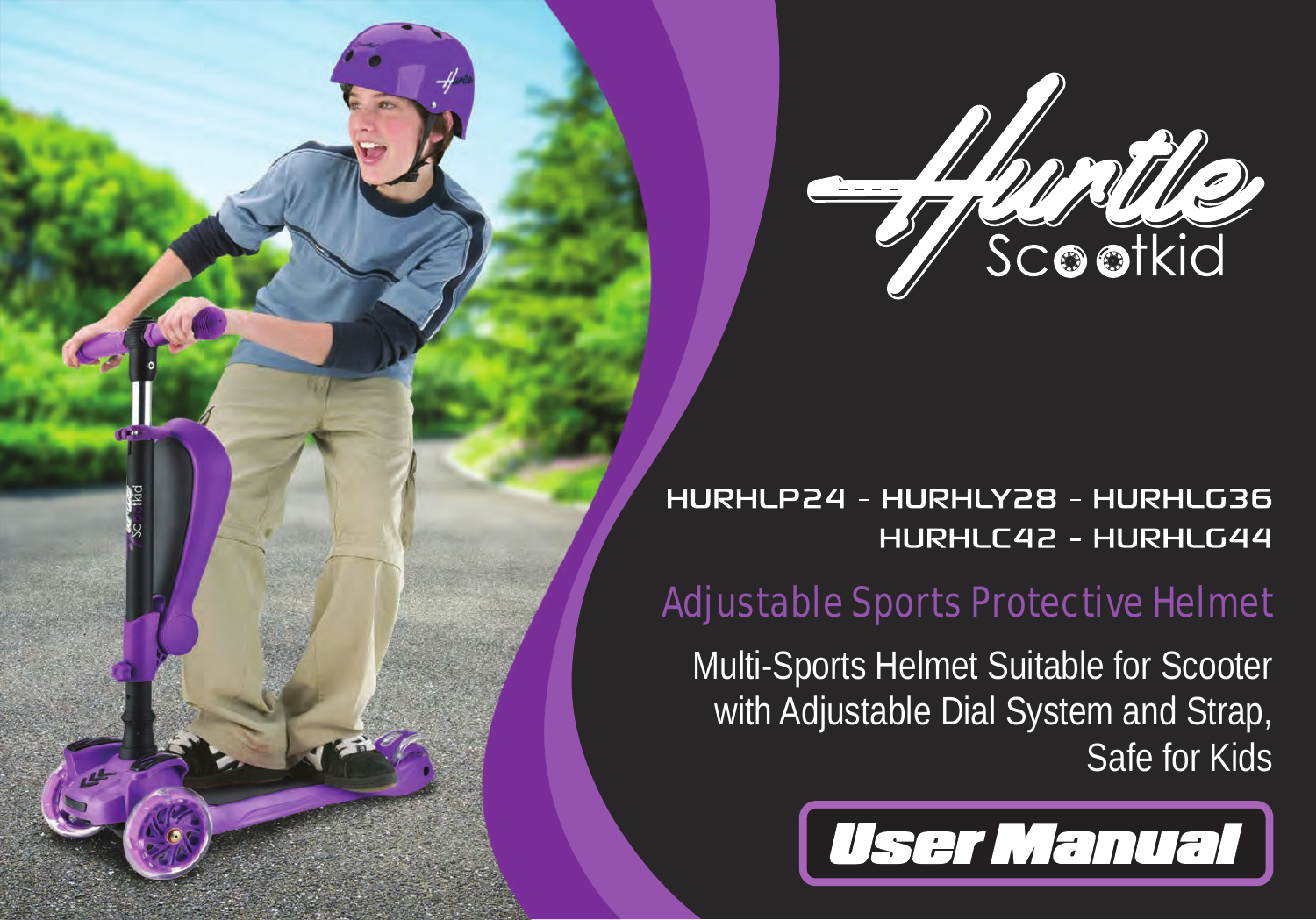# Hurtle Scootkid

HURHLP24 - HURHLY28 - HURHLG36
HURHLC42 - HURHLG44

## Adjustable Sports Protective Helmet

Multi-Sports Helmet Suitable for Scooter with Adjustable Dial System and Strap, Safe for Kids

# User Manual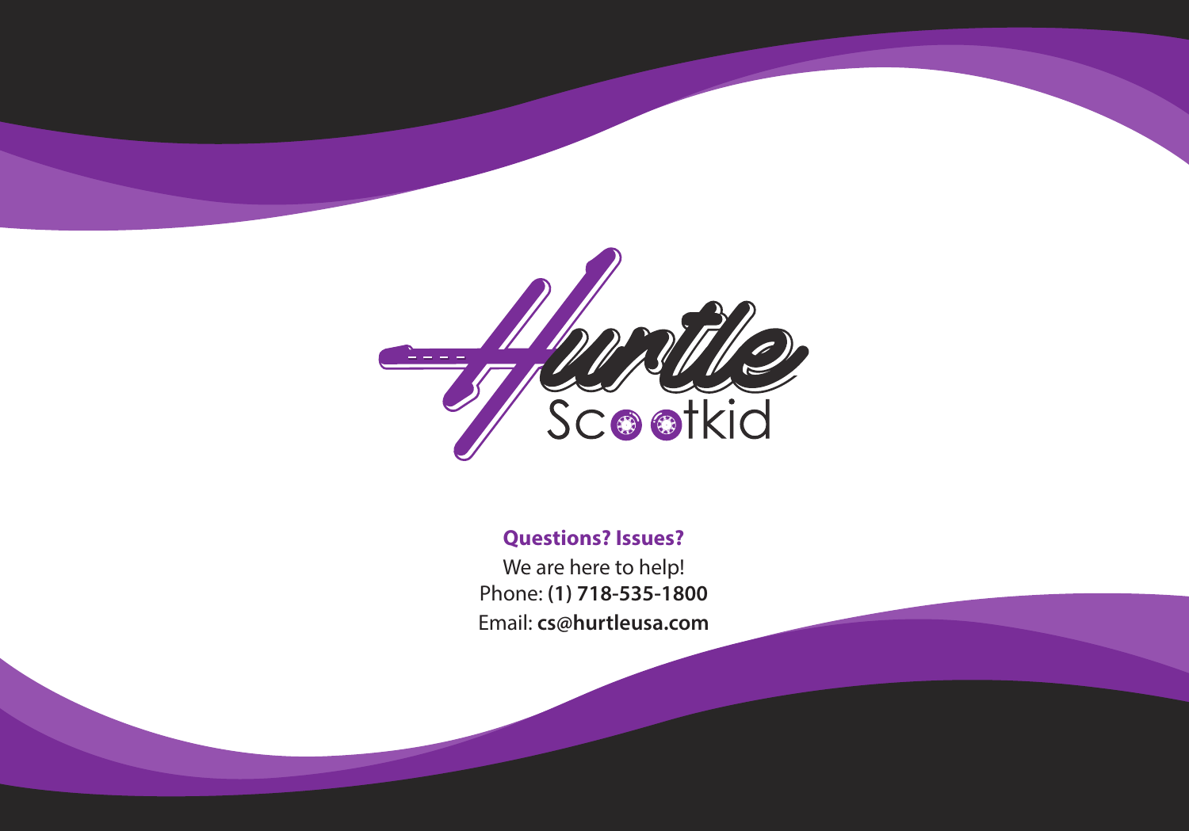Hurtle Scootkid

**Questions? Issues?**

We are here to help!

Phone: **(1) 718-535-1800**

Email: **cs@hurtleusa.com**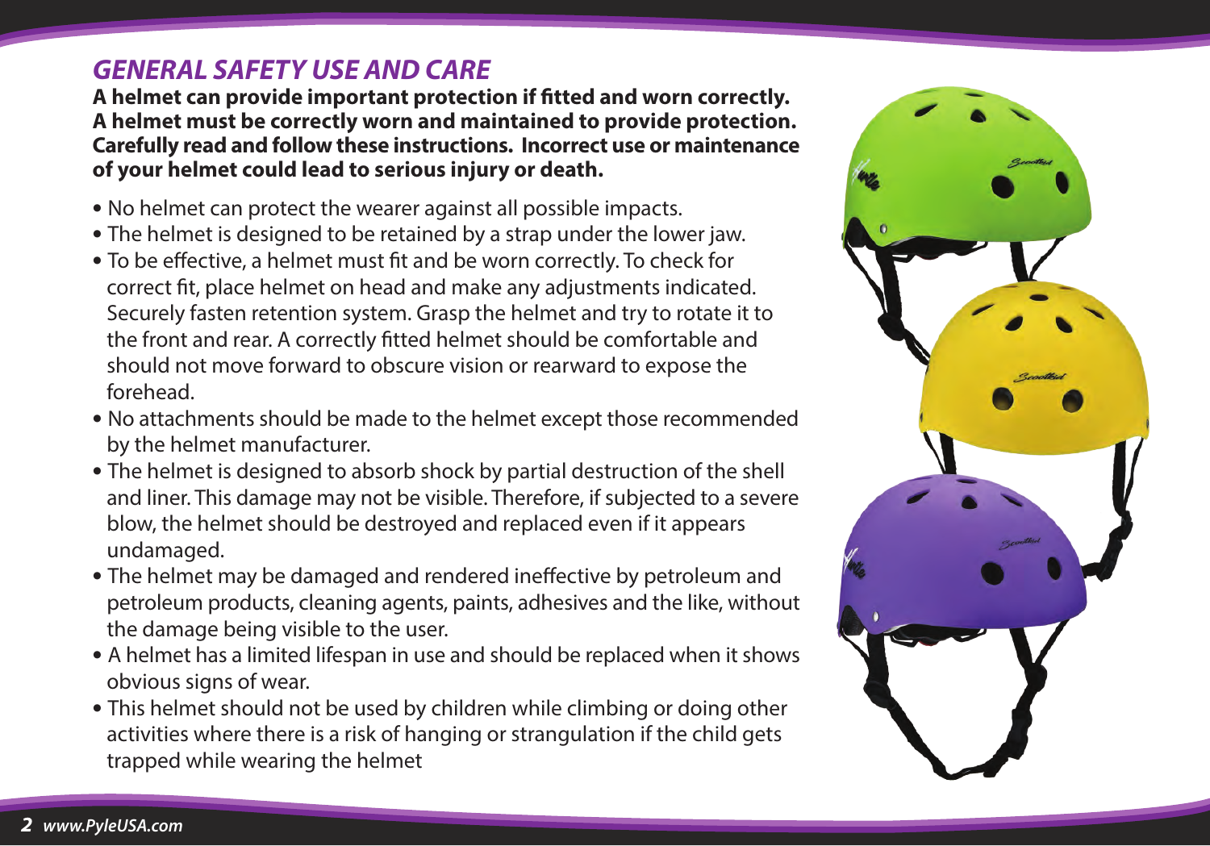## *GENERAL SAFETY USE AND CARE*

**A helmet can provide important protection if fitted and worn correctly. A helmet must be correctly worn and maintained to provide protection. Carefully read and follow these instructions. Incorrect use or maintenance of your helmet could lead to serious injury or death.**

- No helmet can protect the wearer against all possible impacts.
- The helmet is designed to be retained by a strap under the lower jaw.
- To be effective, a helmet must fit and be worn correctly. To check for correct fit, place helmet on head and make any adjustments indicated. Securely fasten retention system. Grasp the helmet and try to rotate it to the front and rear. A correctly fitted helmet should be comfortable and should not move forward to obscure vision or rearward to expose the forehead.
- No attachments should be made to the helmet except those recommended by the helmet manufacturer.
- The helmet is designed to absorb shock by partial destruction of the shell and liner. This damage may not be visible. Therefore, if subjected to a severe blow, the helmet should be destroyed and replaced even if it appears undamaged.
- The helmet may be damaged and rendered ineffective by petroleum and petroleum products, cleaning agents, paints, adhesives and the like, without the damage being visible to the user.
- A helmet has a limited lifespan in use and should be replaced when it shows obvious signs of wear.
- This helmet should not be used by children while climbing or doing other activities where there is a risk of hanging or strangulation if the child gets trapped while wearing the helmet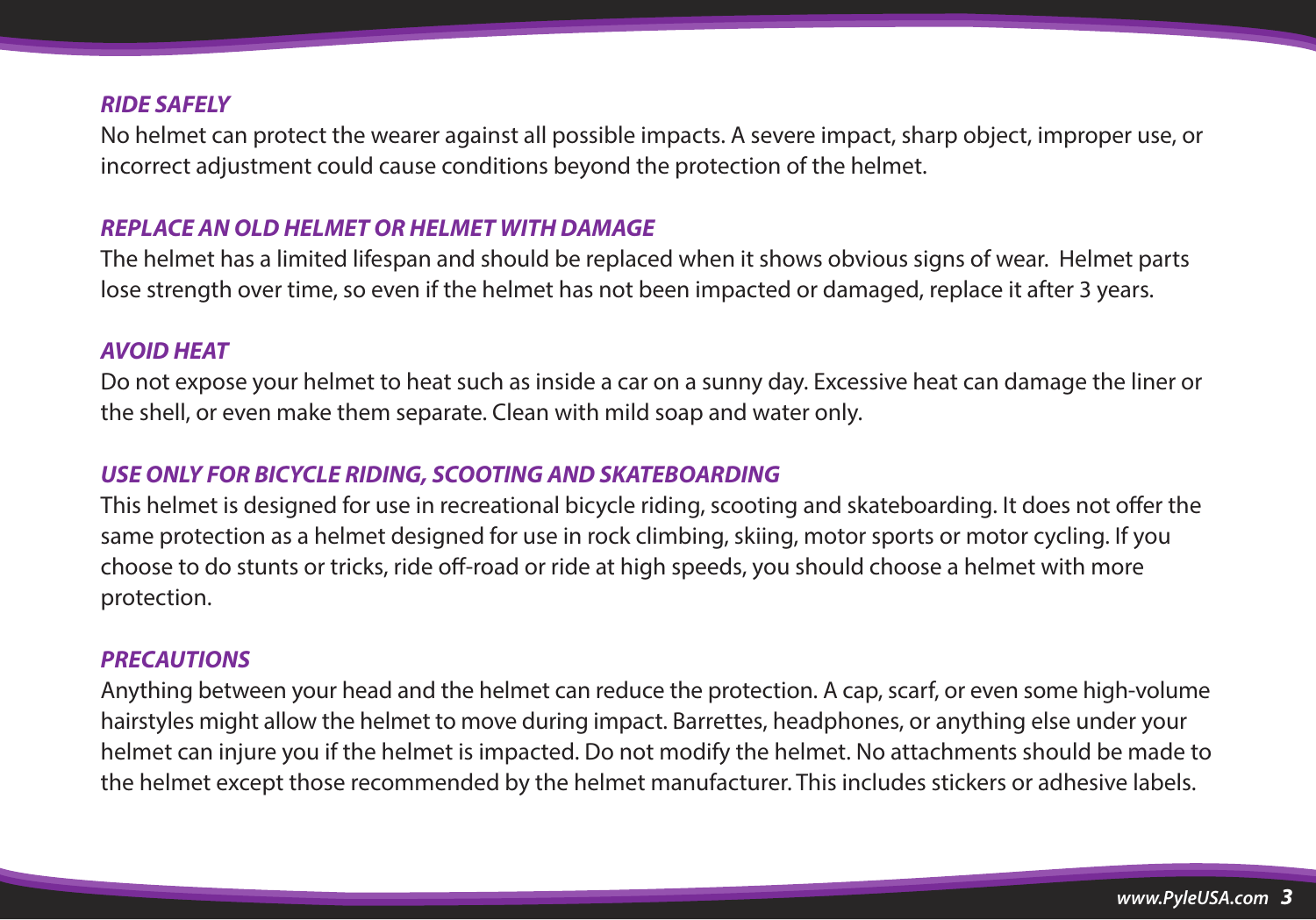## *RIDE SAFELY*

No helmet can protect the wearer against all possible impacts. A severe impact, sharp object, improper use, or incorrect adjustment could cause conditions beyond the protection of the helmet.

## *REPLACE AN OLD HELMET OR HELMET WITH DAMAGE*

The helmet has a limited lifespan and should be replaced when it shows obvious signs of wear. Helmet parts lose strength over time, so even if the helmet has not been impacted or damaged, replace it after 3 years.

## *AVOID HEAT*

Do not expose your helmet to heat such as inside a car on a sunny day. Excessive heat can damage the liner or the shell, or even make them separate. Clean with mild soap and water only.

## *USE ONLY FOR BICYCLE RIDING, SCOOTING AND SKATEBOARDING*

This helmet is designed for use in recreational bicycle riding, scooting and skateboarding. It does not offer the same protection as a helmet designed for use in rock climbing, skiing, motor sports or motor cycling. If you choose to do stunts or tricks, ride off-road or ride at high speeds, you should choose a helmet with more protection.

## *PRECAUTIONS*

Anything between your head and the helmet can reduce the protection. A cap, scarf, or even some high-volume hairstyles might allow the helmet to move during impact. Barrettes, headphones, or anything else under your helmet can injure you if the helmet is impacted. Do not modify the helmet. No attachments should be made to the helmet except those recommended by the helmet manufacturer. This includes stickers or adhesive labels.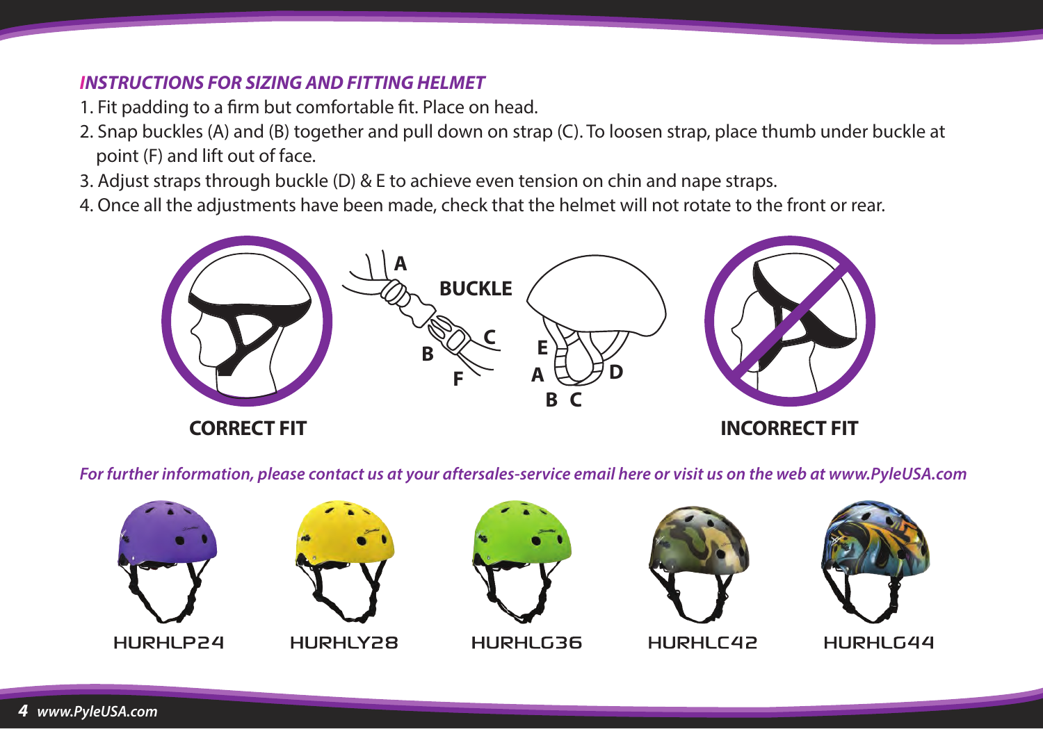## INSTRUCTIONS FOR SIZING AND FITTING HELMET

1. Fit padding to a firm but comfortable fit. Place on head.
2. Snap buckles (A) and (B) together and pull down on strap (C). To loosen strap, place thumb under buckle at point (F) and lift out of face.
3. Adjust straps through buckle (D) & E to achieve even tension on chin and nape straps.
4. Once all the adjustments have been made, check that the helmet will not rotate to the front or rear.

A

BUCKLE

B C

F

E

A D

B C

**CORRECT FIT**

**INCORRECT FIT**

*For further information, please contact us at your aftersales-service email here or visit us on the web at www.PyleUSA.com*

HURHLP24

HURHLY28

HURHLG36

HURHLC42

HURHLG44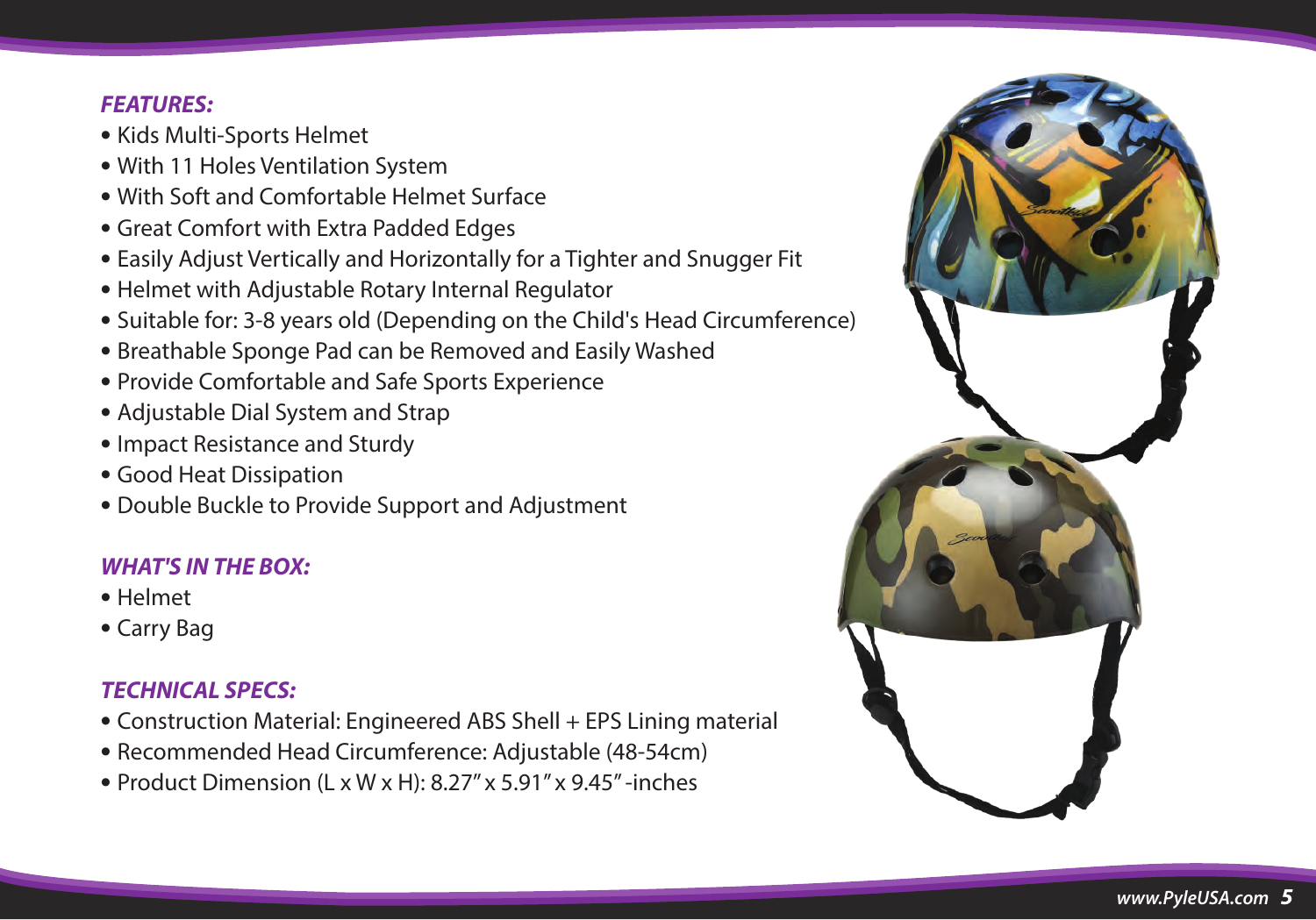### FEATURES:

- Kids Multi-Sports Helmet
- With 11 Holes Ventilation System
- With Soft and Comfortable Helmet Surface
- Great Comfort with Extra Padded Edges
- Easily Adjust Vertically and Horizontally for a Tighter and Snugger Fit
- Helmet with Adjustable Rotary Internal Regulator
- Suitable for: 3-8 years old (Depending on the Child's Head Circumference)
- Breathable Sponge Pad can be Removed and Easily Washed
- Provide Comfortable and Safe Sports Experience
- Adjustable Dial System and Strap
- Impact Resistance and Sturdy
- Good Heat Dissipation
- Double Buckle to Provide Support and Adjustment

### WHAT'S IN THE BOX:

- Helmet
- Carry Bag

### TECHNICAL SPECS:

- Construction Material: Engineered ABS Shell + EPS Lining material
- Recommended Head Circumference: Adjustable (48-54cm)
- Product Dimension (L x W x H): 8.27" x 5.91" x 9.45" -inches